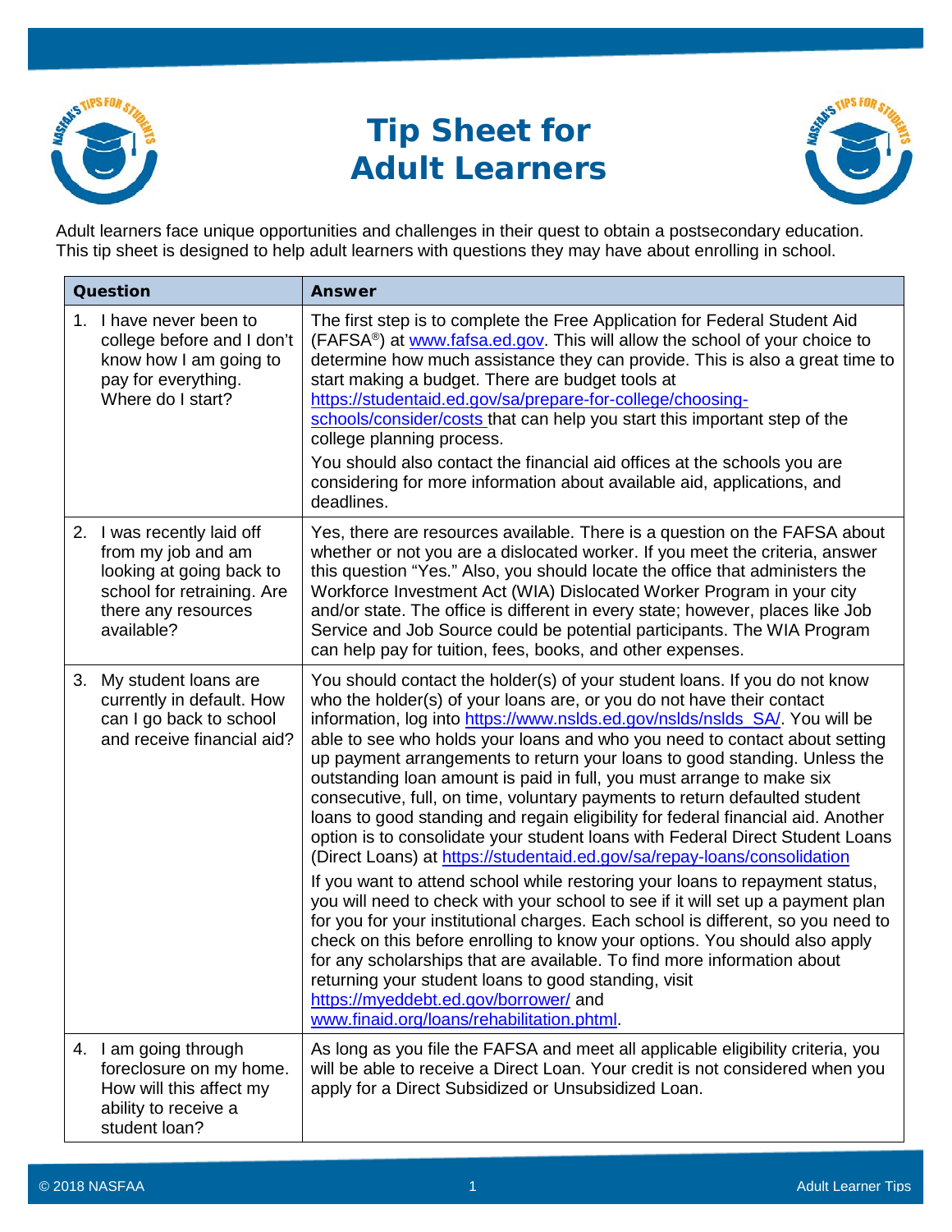# Tip Sheet for Adult Learners

Adult learners face unique opportunities and challenges in their quest to obtain a postsecondary education. This tip sheet is designed to help adult learners with questions they may have about enrolling in school.

| Question | Answer |
|---|---|
| 1. I have never been to college before and I don't know how I am going to pay for everything. Where do I start? | The first step is to complete the Free Application for Federal Student Aid (FAFSA®) at www.fafsa.ed.gov. This will allow the school of your choice to determine how much assistance they can provide. This is also a great time to start making a budget. There are budget tools at https://studentaid.ed.gov/sa/prepare-for-college/choosing-schools/consider/costs that can help you start this important step of the college planning process.<br><br>You should also contact the financial aid offices at the schools you are considering for more information about available aid, applications, and deadlines. |
| 2. I was recently laid off from my job and am looking at going back to school for retraining. Are there any resources available? | Yes, there are resources available. There is a question on the FAFSA about whether or not you are a dislocated worker. If you meet the criteria, answer this question "Yes." Also, you should locate the office that administers the Workforce Investment Act (WIA) Dislocated Worker Program in your city and/or state. The office is different in every state; however, places like Job Service and Job Source could be potential participants. The WIA Program can help pay for tuition, fees, books, and other expenses. |
| 3. My student loans are currently in default. How can I go back to school and receive financial aid? | You should contact the holder(s) of your student loans. If you do not know who the holder(s) of your loans are, or you do not have their contact information, log into https://www.nslds.ed.gov/nslds/nslds_SA/. You will be able to see who holds your loans and who you need to contact about setting up payment arrangements to return your loans to good standing. Unless the outstanding loan amount is paid in full, you must arrange to make six consecutive, full, on time, voluntary payments to return defaulted student loans to good standing and regain eligibility for federal financial aid. Another option is to consolidate your student loans with Federal Direct Student Loans (Direct Loans) at https://studentaid.ed.gov/sa/repay-loans/consolidation<br><br>If you want to attend school while restoring your loans to repayment status, you will need to check with your school to see if it will set up a payment plan for you for your institutional charges. Each school is different, so you need to check on this before enrolling to know your options. You should also apply for any scholarships that are available. To find more information about returning your student loans to good standing, visit https://myeddebt.ed.gov/borrower/ and www.finaid.org/loans/rehabilitation.phtml. |
| 4. I am going through foreclosure on my home. How will this affect my ability to receive a student loan? | As long as you file the FAFSA and meet all applicable eligibility criteria, you will be able to receive a Direct Loan. Your credit is not considered when you apply for a Direct Subsidized or Unsubsidized Loan. |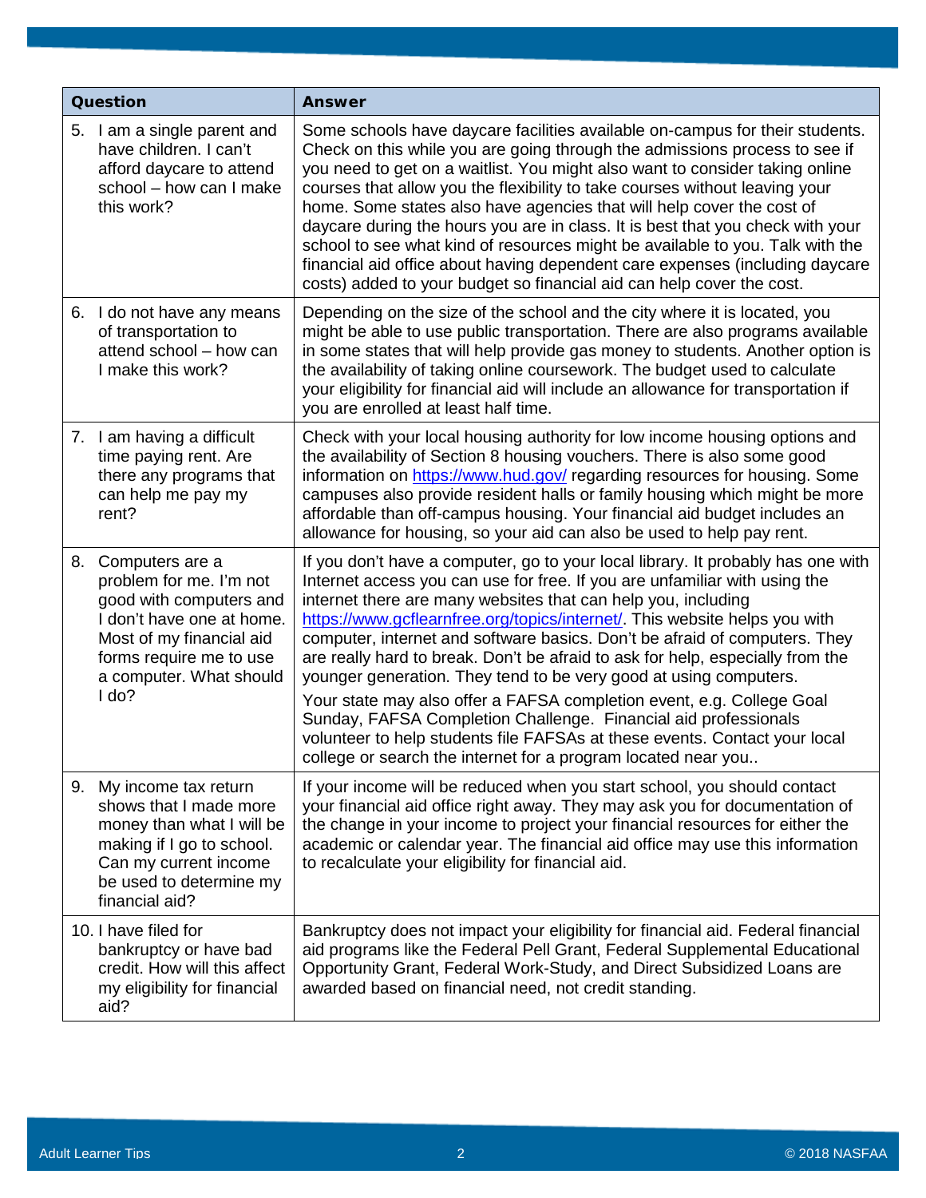| Question | Answer |
|---|---|
| 5. I am a single parent and have children. I can't afford daycare to attend school – how can I make this work? | Some schools have daycare facilities available on-campus for their students. Check on this while you are going through the admissions process to see if you need to get on a waitlist. You might also want to consider taking online courses that allow you the flexibility to take courses without leaving your home. Some states also have agencies that will help cover the cost of daycare during the hours you are in class. It is best that you check with your school to see what kind of resources might be available to you. Talk with the financial aid office about having dependent care expenses (including daycare costs) added to your budget so financial aid can help cover the cost. |
| 6. I do not have any means of transportation to attend school – how can I make this work? | Depending on the size of the school and the city where it is located, you might be able to use public transportation. There are also programs available in some states that will help provide gas money to students. Another option is the availability of taking online coursework. The budget used to calculate your eligibility for financial aid will include an allowance for transportation if you are enrolled at least half time. |
| 7. I am having a difficult time paying rent. Are there any programs that can help me pay my rent? | Check with your local housing authority for low income housing options and the availability of Section 8 housing vouchers. There is also some good information on [https://www.hud.gov/](https://www.hud.gov/) regarding resources for housing. Some campuses also provide resident halls or family housing which might be more affordable than off-campus housing. Your financial aid budget includes an allowance for housing, so your aid can also be used to help pay rent. |
| 8. Computers are a problem for me. I'm not good with computers and I don't have one at home. Most of my financial aid forms require me to use a computer. What should I do? | If you don't have a computer, go to your local library. It probably has one with Internet access you can use for free. If you are unfamiliar with using the internet there are many websites that can help you, including [https://www.gcflearnfree.org/topics/internet/](https://www.gcflearnfree.org/topics/internet/). This website helps you with computer, internet and software basics. Don't be afraid of computers. They are really hard to break. Don't be afraid to ask for help, especially from the younger generation. They tend to be very good at using computers.<br><br>Your state may also offer a FAFSA completion event, e.g. College Goal Sunday, FAFSA Completion Challenge. Financial aid professionals volunteer to help students file FAFSAs at these events. Contact your local college or search the internet for a program located near you.. |
| 9. My income tax return shows that I made more money than what I will be making if I go to school. Can my current income be used to determine my financial aid? | If your income will be reduced when you start school, you should contact your financial aid office right away. They may ask you for documentation of the change in your income to project your financial resources for either the academic or calendar year. The financial aid office may use this information to recalculate your eligibility for financial aid. |
| 10. I have filed for bankruptcy or have bad credit. How will this affect my eligibility for financial aid? | Bankruptcy does not impact your eligibility for financial aid. Federal financial aid programs like the Federal Pell Grant, Federal Supplemental Educational Opportunity Grant, Federal Work-Study, and Direct Subsidized Loans are awarded based on financial need, not credit standing. |